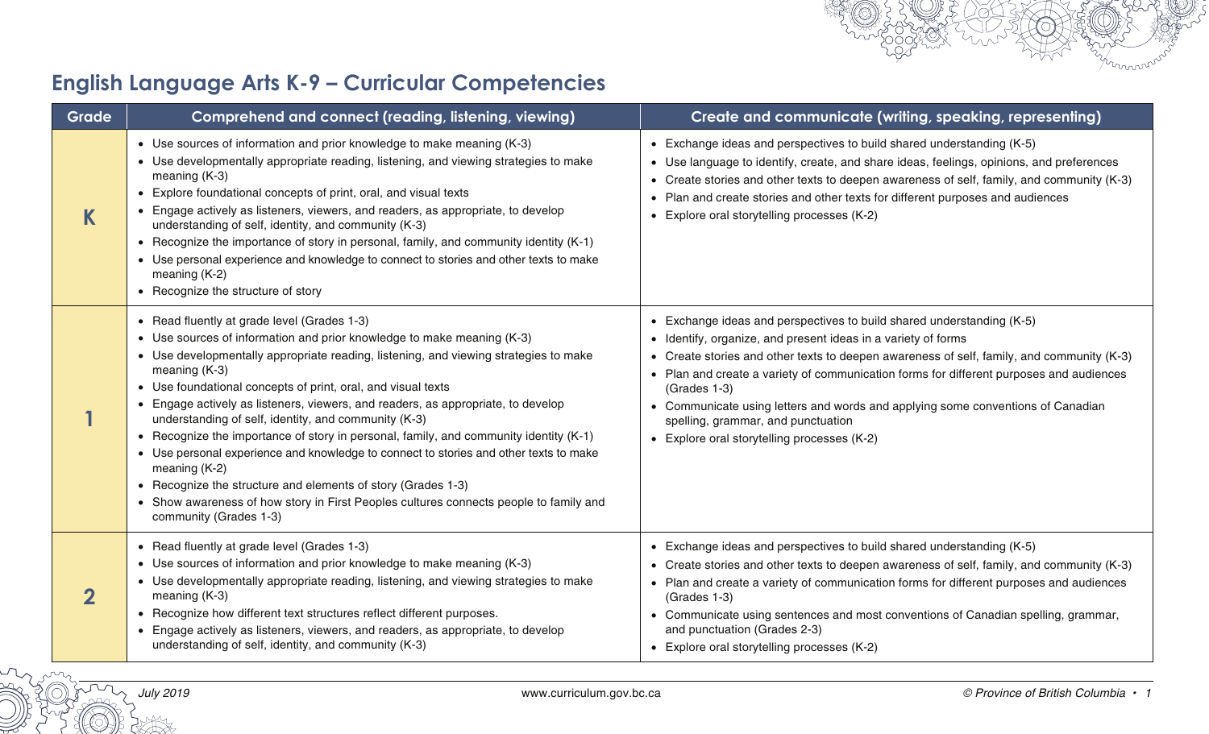# English Language Arts K-9 – Curricular Competencies

| Grade | Comprehend and connect (reading, listening, viewing) | Create and communicate (writing, speaking, representing) |
|---|---|---|
| **K** | • Use sources of information and prior knowledge to make meaning (K-3)<br>• Use developmentally appropriate reading, listening, and viewing strategies to make meaning (K-3)<br>• Explore foundational concepts of print, oral, and visual texts<br>• Engage actively as listeners, viewers, and readers, as appropriate, to develop understanding of self, identity, and community (K-3)<br>• Recognize the importance of story in personal, family, and community identity (K-1)<br>• Use personal experience and knowledge to connect to stories and other texts to make meaning (K-2)<br>• Recognize the structure of story | • Exchange ideas and perspectives to build shared understanding (K-5)<br>• Use language to identify, create, and share ideas, feelings, opinions, and preferences<br>• Create stories and other texts to deepen awareness of self, family, and community (K-3)<br>• Plan and create stories and other texts for different purposes and audiences<br>• Explore oral storytelling processes (K-2) |
| **1** | • Read fluently at grade level (Grades 1-3)<br>• Use sources of information and prior knowledge to make meaning (K-3)<br>• Use developmentally appropriate reading, listening, and viewing strategies to make meaning (K-3)<br>• Use foundational concepts of print, oral, and visual texts<br>• Engage actively as listeners, viewers, and readers, as appropriate, to develop understanding of self, identity, and community (K-3)<br>• Recognize the importance of story in personal, family, and community identity (K-1)<br>• Use personal experience and knowledge to connect to stories and other texts to make meaning (K-2)<br>• Recognize the structure and elements of story (Grades 1-3)<br>• Show awareness of how story in First Peoples cultures connects people to family and community (Grades 1-3) | • Exchange ideas and perspectives to build shared understanding (K-5)<br>• Identify, organize, and present ideas in a variety of forms<br>• Create stories and other texts to deepen awareness of self, family, and community (K-3)<br>• Plan and create a variety of communication forms for different purposes and audiences (Grades 1-3)<br>• Communicate using letters and words and applying some conventions of Canadian spelling, grammar, and punctuation<br>• Explore oral storytelling processes (K-2) |
| **2** | • Read fluently at grade level (Grades 1-3)<br>• Use sources of information and prior knowledge to make meaning (K-3)<br>• Use developmentally appropriate reading, listening, and viewing strategies to make meaning (K-3)<br>• Recognize how different text structures reflect different purposes.<br>• Engage actively as listeners, viewers, and readers, as appropriate, to develop understanding of self, identity, and community (K-3) | • Exchange ideas and perspectives to build shared understanding (K-5)<br>• Create stories and other texts to deepen awareness of self, family, and community (K-3)<br>• Plan and create a variety of communication forms for different purposes and audiences (Grades 1-3)<br>• Communicate using sentences and most conventions of Canadian spelling, grammar, and punctuation (Grades 2-3)<br>• Explore oral storytelling processes (K-2) |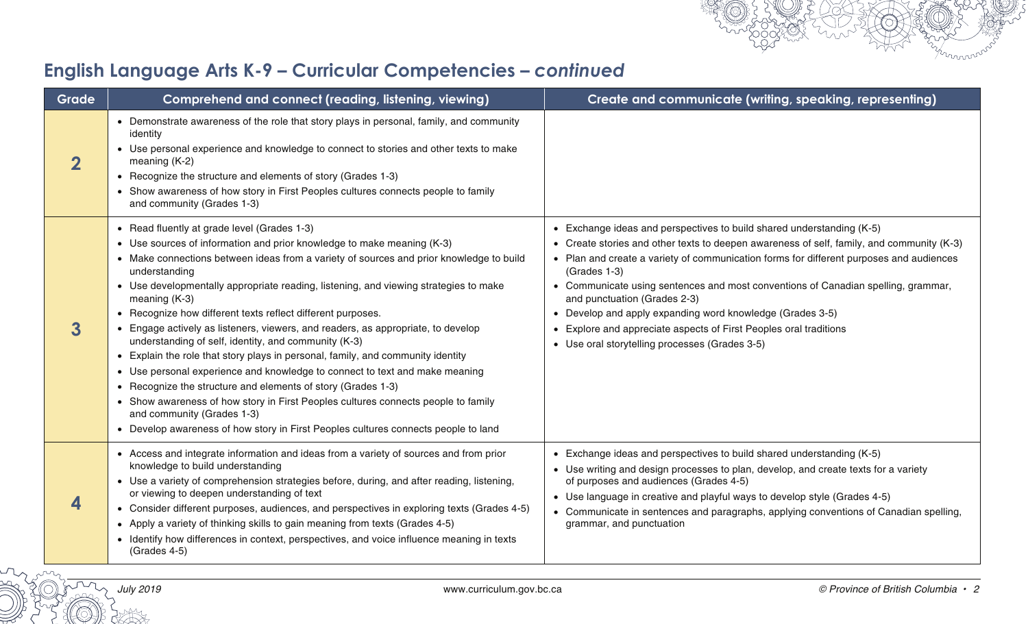## English Language Arts K-9 – Curricular Competencies – *continued*

| Grade | Comprehend and connect (reading, listening, viewing) | Create and communicate (writing, speaking, representing) |
|---|---|---|
| **2** | • Demonstrate awareness of the role that story plays in personal, family, and community identity<br>• Use personal experience and knowledge to connect to stories and other texts to make meaning (K-2)<br>• Recognize the structure and elements of story (Grades 1-3)<br>• Show awareness of how story in First Peoples cultures connects people to family and community (Grades 1-3) | |
| **3** | • Read fluently at grade level (Grades 1-3)<br>• Use sources of information and prior knowledge to make meaning (K-3)<br>• Make connections between ideas from a variety of sources and prior knowledge to build understanding<br>• Use developmentally appropriate reading, listening, and viewing strategies to make meaning (K-3)<br>• Recognize how different texts reflect different purposes.<br>• Engage actively as listeners, viewers, and readers, as appropriate, to develop understanding of self, identity, and community (K-3)<br>• Explain the role that story plays in personal, family, and community identity<br>• Use personal experience and knowledge to connect to text and make meaning<br>• Recognize the structure and elements of story (Grades 1-3)<br>• Show awareness of how story in First Peoples cultures connects people to family and community (Grades 1-3)<br>• Develop awareness of how story in First Peoples cultures connects people to land | • Exchange ideas and perspectives to build shared understanding (K-5)<br>• Create stories and other texts to deepen awareness of self, family, and community (K-3)<br>• Plan and create a variety of communication forms for different purposes and audiences (Grades 1-3)<br>• Communicate using sentences and most conventions of Canadian spelling, grammar, and punctuation (Grades 2-3)<br>• Develop and apply expanding word knowledge (Grades 3-5)<br>• Explore and appreciate aspects of First Peoples oral traditions<br>• Use oral storytelling processes (Grades 3-5) |
| **4** | • Access and integrate information and ideas from a variety of sources and from prior knowledge to build understanding<br>• Use a variety of comprehension strategies before, during, and after reading, listening, or viewing to deepen understanding of text<br>• Consider different purposes, audiences, and perspectives in exploring texts (Grades 4-5)<br>• Apply a variety of thinking skills to gain meaning from texts (Grades 4-5)<br>• Identify how differences in context, perspectives, and voice influence meaning in texts (Grades 4-5) | • Exchange ideas and perspectives to build shared understanding (K-5)<br>• Use writing and design processes to plan, develop, and create texts for a variety of purposes and audiences (Grades 4-5)<br>• Use language in creative and playful ways to develop style (Grades 4-5)<br>• Communicate in sentences and paragraphs, applying conventions of Canadian spelling, grammar, and punctuation |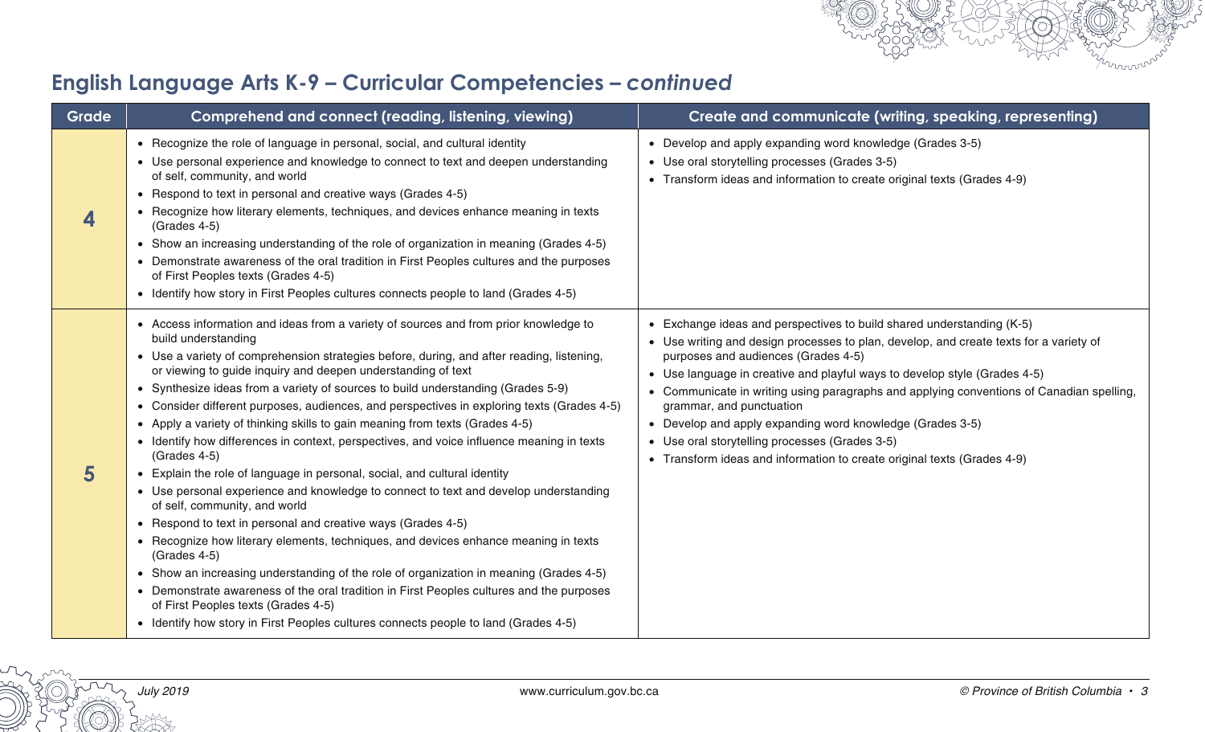## English Language Arts K-9 – Curricular Competencies – *continued*

| Grade | Comprehend and connect (reading, listening, viewing) | Create and communicate (writing, speaking, representing) |
|---|---|---|
| **4** | • Recognize the role of language in personal, social, and cultural identity<br>• Use personal experience and knowledge to connect to text and deepen understanding of self, community, and world<br>• Respond to text in personal and creative ways (Grades 4-5)<br>• Recognize how literary elements, techniques, and devices enhance meaning in texts (Grades 4-5)<br>• Show an increasing understanding of the role of organization in meaning (Grades 4-5)<br>• Demonstrate awareness of the oral tradition in First Peoples cultures and the purposes of First Peoples texts (Grades 4-5)<br>• Identify how story in First Peoples cultures connects people to land (Grades 4-5) | • Develop and apply expanding word knowledge (Grades 3-5)<br>• Use oral storytelling processes (Grades 3-5)<br>• Transform ideas and information to create original texts (Grades 4-9) |
| **5** | • Access information and ideas from a variety of sources and from prior knowledge to build understanding<br>• Use a variety of comprehension strategies before, during, and after reading, listening, or viewing to guide inquiry and deepen understanding of text<br>• Synthesize ideas from a variety of sources to build understanding (Grades 5-9)<br>• Consider different purposes, audiences, and perspectives in exploring texts (Grades 4-5)<br>• Apply a variety of thinking skills to gain meaning from texts (Grades 4-5)<br>• Identify how differences in context, perspectives, and voice influence meaning in texts (Grades 4-5)<br>• Explain the role of language in personal, social, and cultural identity<br>• Use personal experience and knowledge to connect to text and develop understanding of self, community, and world<br>• Respond to text in personal and creative ways (Grades 4-5)<br>• Recognize how literary elements, techniques, and devices enhance meaning in texts (Grades 4-5)<br>• Show an increasing understanding of the role of organization in meaning (Grades 4-5)<br>• Demonstrate awareness of the oral tradition in First Peoples cultures and the purposes of First Peoples texts (Grades 4-5)<br>• Identify how story in First Peoples cultures connects people to land (Grades 4-5) | • Exchange ideas and perspectives to build shared understanding (K-5)<br>• Use writing and design processes to plan, develop, and create texts for a variety of purposes and audiences (Grades 4-5)<br>• Use language in creative and playful ways to develop style (Grades 4-5)<br>• Communicate in writing using paragraphs and applying conventions of Canadian spelling, grammar, and punctuation<br>• Develop and apply expanding word knowledge (Grades 3-5)<br>• Use oral storytelling processes (Grades 3-5)<br>• Transform ideas and information to create original texts (Grades 4-9) |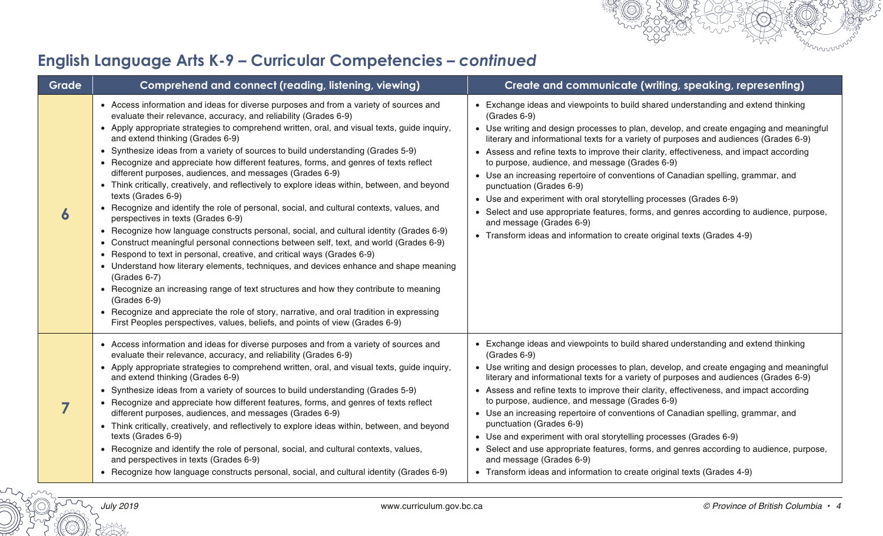## English Language Arts K-9 – Curricular Competencies – *continued*

| Grade | Comprehend and connect (reading, listening, viewing) | Create and communicate (writing, speaking, representing) |
|---|---|---|
| **6** | • Access information and ideas for diverse purposes and from a variety of sources and evaluate their relevance, accuracy, and reliability (Grades 6-9)<br>• Apply appropriate strategies to comprehend written, oral, and visual texts, guide inquiry, and extend thinking (Grades 6-9)<br>• Synthesize ideas from a variety of sources to build understanding (Grades 5-9)<br>• Recognize and appreciate how different features, forms, and genres of texts reflect different purposes, audiences, and messages (Grades 6-9)<br>• Think critically, creatively, and reflectively to explore ideas within, between, and beyond texts (Grades 6-9)<br>• Recognize and identify the role of personal, social, and cultural contexts, values, and perspectives in texts (Grades 6-9)<br>• Recognize how language constructs personal, social, and cultural identity (Grades 6-9)<br>• Construct meaningful personal connections between self, text, and world (Grades 6-9)<br>• Respond to text in personal, creative, and critical ways (Grades 6-9)<br>• Understand how literary elements, techniques, and devices enhance and shape meaning (Grades 6-7)<br>• Recognize an increasing range of text structures and how they contribute to meaning (Grades 6-9)<br>• Recognize and appreciate the role of story, narrative, and oral tradition in expressing First Peoples perspectives, values, beliefs, and points of view (Grades 6-9) | • Exchange ideas and viewpoints to build shared understanding and extend thinking (Grades 6-9)<br>• Use writing and design processes to plan, develop, and create engaging and meaningful literary and informational texts for a variety of purposes and audiences (Grades 6-9)<br>• Assess and refine texts to improve their clarity, effectiveness, and impact according to purpose, audience, and message (Grades 6-9)<br>• Use an increasing repertoire of conventions of Canadian spelling, grammar, and punctuation (Grades 6-9)<br>• Use and experiment with oral storytelling processes (Grades 6-9)<br>• Select and use appropriate features, forms, and genres according to audience, purpose, and message (Grades 6-9)<br>• Transform ideas and information to create original texts (Grades 4-9) |
| **7** | • Access information and ideas for diverse purposes and from a variety of sources and evaluate their relevance, accuracy, and reliability (Grades 6-9)<br>• Apply appropriate strategies to comprehend written, oral, and visual texts, guide inquiry, and extend thinking (Grades 6-9)<br>• Synthesize ideas from a variety of sources to build understanding (Grades 5-9)<br>• Recognize and appreciate how different features, forms, and genres of texts reflect different purposes, audiences, and messages (Grades 6-9)<br>• Think critically, creatively, and reflectively to explore ideas within, between, and beyond texts (Grades 6-9)<br>• Recognize and identify the role of personal, social, and cultural contexts, values, and perspectives in texts (Grades 6-9)<br>• Recognize how language constructs personal, social, and cultural identity (Grades 6-9) | • Exchange ideas and viewpoints to build shared understanding and extend thinking (Grades 6-9)<br>• Use writing and design processes to plan, develop, and create engaging and meaningful literary and informational texts for a variety of purposes and audiences (Grades 6-9)<br>• Assess and refine texts to improve their clarity, effectiveness, and impact according to purpose, audience, and message (Grades 6-9)<br>• Use an increasing repertoire of conventions of Canadian spelling, grammar, and punctuation (Grades 6-9)<br>• Use and experiment with oral storytelling processes (Grades 6-9)<br>• Select and use appropriate features, forms, and genres according to audience, purpose, and message (Grades 6-9)<br>• Transform ideas and information to create original texts (Grades 4-9) |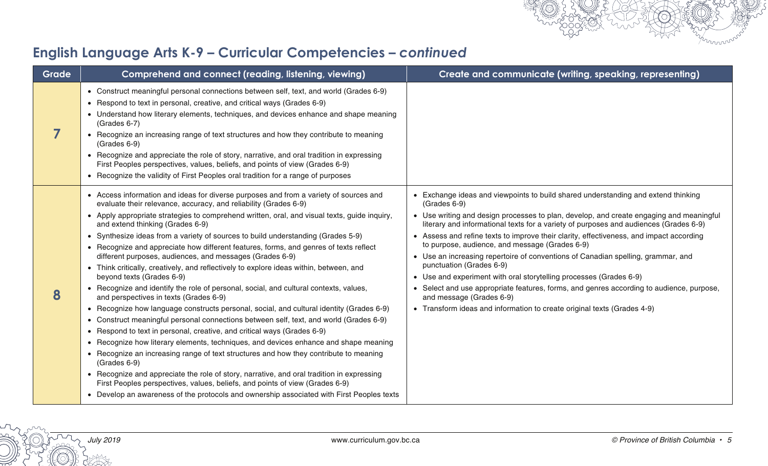## English Language Arts K-9 – Curricular Competencies – *continued*

| Grade | Comprehend and connect (reading, listening, viewing) | Create and communicate (writing, speaking, representing) |
|---|---|---|
| **7** | • Construct meaningful personal connections between self, text, and world (Grades 6-9)<br>• Respond to text in personal, creative, and critical ways (Grades 6-9)<br>• Understand how literary elements, techniques, and devices enhance and shape meaning (Grades 6-7)<br>• Recognize an increasing range of text structures and how they contribute to meaning (Grades 6-9)<br>• Recognize and appreciate the role of story, narrative, and oral tradition in expressing First Peoples perspectives, values, beliefs, and points of view (Grades 6-9)<br>• Recognize the validity of First Peoples oral tradition for a range of purposes | |
| **8** | • Access information and ideas for diverse purposes and from a variety of sources and evaluate their relevance, accuracy, and reliability (Grades 6-9)<br>• Apply appropriate strategies to comprehend written, oral, and visual texts, guide inquiry, and extend thinking (Grades 6-9)<br>• Synthesize ideas from a variety of sources to build understanding (Grades 5-9)<br>• Recognize and appreciate how different features, forms, and genres of texts reflect different purposes, audiences, and messages (Grades 6-9)<br>• Think critically, creatively, and reflectively to explore ideas within, between, and beyond texts (Grades 6-9)<br>• Recognize and identify the role of personal, social, and cultural contexts, values, and perspectives in texts (Grades 6-9)<br>• Recognize how language constructs personal, social, and cultural identity (Grades 6-9)<br>• Construct meaningful personal connections between self, text, and world (Grades 6-9)<br>• Respond to text in personal, creative, and critical ways (Grades 6-9)<br>• Recognize how literary elements, techniques, and devices enhance and shape meaning<br>• Recognize an increasing range of text structures and how they contribute to meaning (Grades 6-9)<br>• Recognize and appreciate the role of story, narrative, and oral tradition in expressing First Peoples perspectives, values, beliefs, and points of view (Grades 6-9)<br>• Develop an awareness of the protocols and ownership associated with First Peoples texts | • Exchange ideas and viewpoints to build shared understanding and extend thinking (Grades 6-9)<br>• Use writing and design processes to plan, develop, and create engaging and meaningful literary and informational texts for a variety of purposes and audiences (Grades 6-9)<br>• Assess and refine texts to improve their clarity, effectiveness, and impact according to purpose, audience, and message (Grades 6-9)<br>• Use an increasing repertoire of conventions of Canadian spelling, grammar, and punctuation (Grades 6-9)<br>• Use and experiment with oral storytelling processes (Grades 6-9)<br>• Select and use appropriate features, forms, and genres according to audience, purpose, and message (Grades 6-9)<br>• Transform ideas and information to create original texts (Grades 4-9) |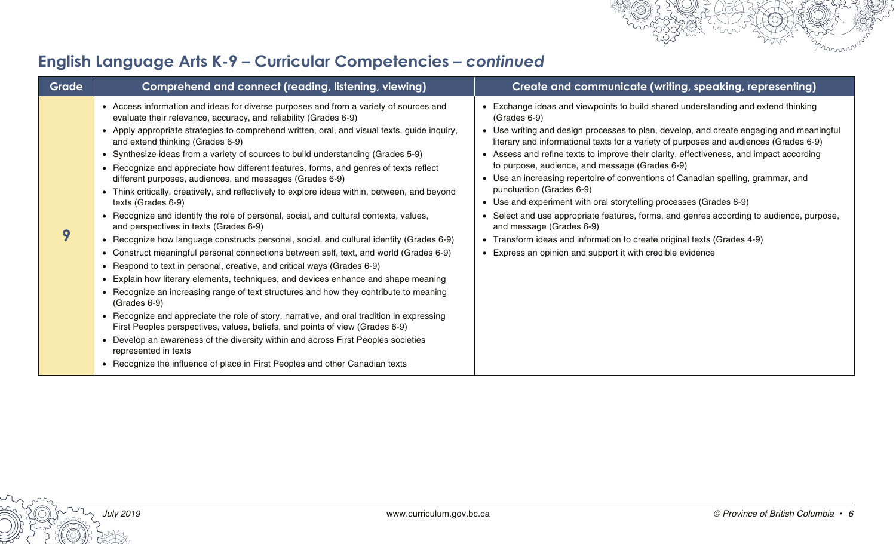## English Language Arts K-9 – Curricular Competencies – *continued*

| Grade | Comprehend and connect (reading, listening, viewing) | Create and communicate (writing, speaking, representing) |
|---|---|---|
| **9** | • Access information and ideas for diverse purposes and from a variety of sources and evaluate their relevance, accuracy, and reliability (Grades 6-9)<br>• Apply appropriate strategies to comprehend written, oral, and visual texts, guide inquiry, and extend thinking (Grades 6-9)<br>• Synthesize ideas from a variety of sources to build understanding (Grades 5-9)<br>• Recognize and appreciate how different features, forms, and genres of texts reflect different purposes, audiences, and messages (Grades 6-9)<br>• Think critically, creatively, and reflectively to explore ideas within, between, and beyond texts (Grades 6-9)<br>• Recognize and identify the role of personal, social, and cultural contexts, values, and perspectives in texts (Grades 6-9)<br>• Recognize how language constructs personal, social, and cultural identity (Grades 6-9)<br>• Construct meaningful personal connections between self, text, and world (Grades 6-9)<br>• Respond to text in personal, creative, and critical ways (Grades 6-9)<br>• Explain how literary elements, techniques, and devices enhance and shape meaning<br>• Recognize an increasing range of text structures and how they contribute to meaning (Grades 6-9)<br>• Recognize and appreciate the role of story, narrative, and oral tradition in expressing First Peoples perspectives, values, beliefs, and points of view (Grades 6-9)<br>• Develop an awareness of the diversity within and across First Peoples societies represented in texts<br>• Recognize the influence of place in First Peoples and other Canadian texts | • Exchange ideas and viewpoints to build shared understanding and extend thinking (Grades 6-9)<br>• Use writing and design processes to plan, develop, and create engaging and meaningful literary and informational texts for a variety of purposes and audiences (Grades 6-9)<br>• Assess and refine texts to improve their clarity, effectiveness, and impact according to purpose, audience, and message (Grades 6-9)<br>• Use an increasing repertoire of conventions of Canadian spelling, grammar, and punctuation (Grades 6-9)<br>• Use and experiment with oral storytelling processes (Grades 6-9)<br>• Select and use appropriate features, forms, and genres according to audience, purpose, and message (Grades 6-9)<br>• Transform ideas and information to create original texts (Grades 4-9)<br>• Express an opinion and support it with credible evidence |